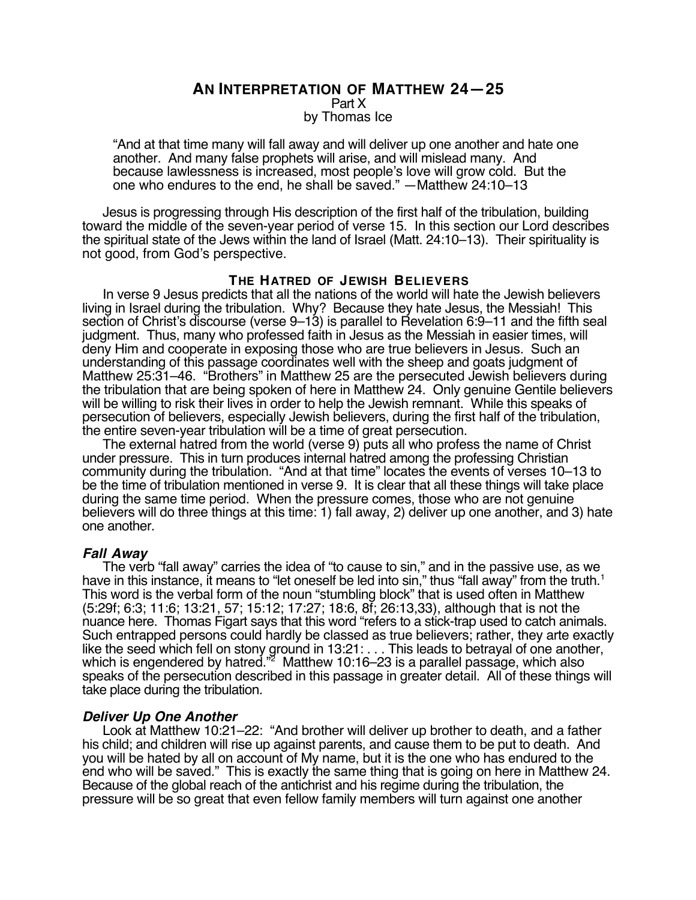# AN INTERPRETATION OF MATTHEW 24—25

Part X

by Thomas Ice

> "And at that time many will fall away and will deliver up one another and hate one another. And many false prophets will arise, and will mislead many. And because lawlessness is increased, most people's love will grow cold. But the one who endures to the end, he shall be saved." —Matthew 24:10–13

Jesus is progressing through His description of the first half of the tribulation, building toward the middle of the seven-year period of verse 15. In this section our Lord describes the spiritual state of the Jews within the land of Israel (Matt. 24:10–13). Their spirituality is not good, from God's perspective.

## THE HATRED OF JEWISH BELIEVERS

In verse 9 Jesus predicts that all the nations of the world will hate the Jewish believers living in Israel during the tribulation. Why? Because they hate Jesus, the Messiah! This section of Christ's discourse (verse 9–13) is parallel to Revelation 6:9–11 and the fifth seal judgment. Thus, many who professed faith in Jesus as the Messiah in easier times, will deny Him and cooperate in exposing those who are true believers in Jesus. Such an understanding of this passage coordinates well with the sheep and goats judgment of Matthew 25:31–46. "Brothers" in Matthew 25 are the persecuted Jewish believers during the tribulation that are being spoken of here in Matthew 24. Only genuine Gentile believers will be willing to risk their lives in order to help the Jewish remnant. While this speaks of persecution of believers, especially Jewish believers, during the first half of the tribulation, the entire seven-year tribulation will be a time of great persecution.

The external hatred from the world (verse 9) puts all who profess the name of Christ under pressure. This in turn produces internal hatred among the professing Christian community during the tribulation. "And at that time" locates the events of verses 10–13 to be the time of tribulation mentioned in verse 9. It is clear that all these things will take place during the same time period. When the pressure comes, those who are not genuine believers will do three things at this time: 1) fall away, 2) deliver up one another, and 3) hate one another.

### *Fall Away*

The verb "fall away" carries the idea of "to cause to sin," and in the passive use, as we have in this instance, it means to "let oneself be led into sin," thus "fall away" from the truth.[1] This word is the verbal form of the noun "stumbling block" that is used often in Matthew (5:29f; 6:3; 11:6; 13:21, 57; 15:12; 17:27; 18:6, 8f; 26:13,33), although that is not the nuance here. Thomas Figart says that this word "refers to a stick-trap used to catch animals. Such entrapped persons could hardly be classed as true believers; rather, they arte exactly like the seed which fell on stony ground in 13:21: . . . This leads to betrayal of one another, which is engendered by hatred."[2] Matthew 10:16–23 is a parallel passage, which also speaks of the persecution described in this passage in greater detail. All of these things will take place during the tribulation.

### *Deliver Up One Another*

Look at Matthew 10:21–22: "And brother will deliver up brother to death, and a father his child; and children will rise up against parents, and cause them to be put to death. And you will be hated by all on account of My name, but it is the one who has endured to the end who will be saved." This is exactly the same thing that is going on here in Matthew 24. Because of the global reach of the antichrist and his regime during the tribulation, the pressure will be so great that even fellow family members will turn against one another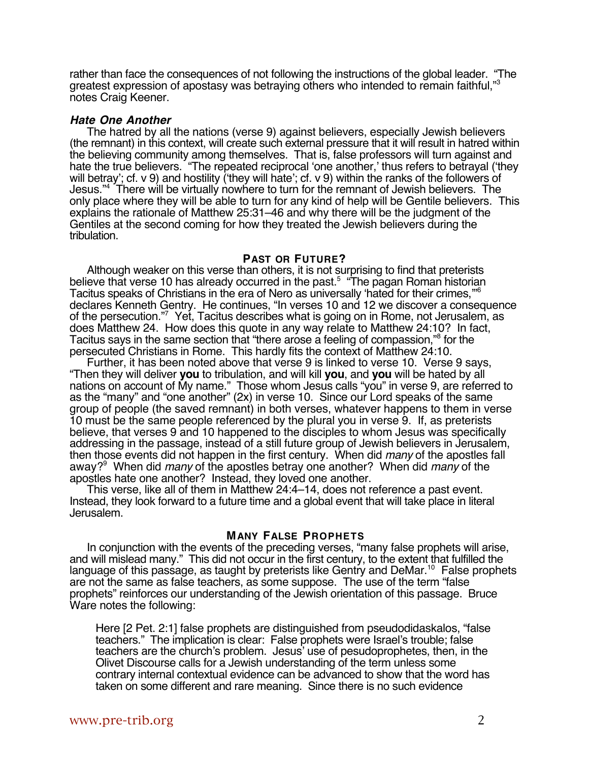rather than face the consequences of not following the instructions of the global leader. "The greatest expression of apostasy was betraying others who intended to remain faithful,"[3] notes Craig Keener.

***Hate One Another***

The hatred by all the nations (verse 9) against believers, especially Jewish believers (the remnant) in this context, will create such external pressure that it will result in hatred within the believing community among themselves. That is, false professors will turn against and hate the true believers. "The repeated reciprocal 'one another,' thus refers to betrayal ('they will betray'; cf. v 9) and hostility ('they will hate'; cf. v 9) within the ranks of the followers of Jesus."[4] There will be virtually nowhere to turn for the remnant of Jewish believers. The only place where they will be able to turn for any kind of help will be Gentile believers. This explains the rationale of Matthew 25:31–46 and why there will be the judgment of the Gentiles at the second coming for how they treated the Jewish believers during the tribulation.

## PAST OR FUTURE?

Although weaker on this verse than others, it is not surprising to find that preterists believe that verse 10 has already occurred in the past.[5] "The pagan Roman historian Tacitus speaks of Christians in the era of Nero as universally 'hated for their crimes,'"[6] declares Kenneth Gentry. He continues, "In verses 10 and 12 we discover a consequence of the persecution."[7] Yet, Tacitus describes what is going on in Rome, not Jerusalem, as does Matthew 24. How does this quote in any way relate to Matthew 24:10? In fact, Tacitus says in the same section that "there arose a feeling of compassion,"[8] for the persecuted Christians in Rome. This hardly fits the context of Matthew 24:10.

Further, it has been noted above that verse 9 is linked to verse 10. Verse 9 says, "Then they will deliver **you** to tribulation, and will kill **you**, and **you** will be hated by all nations on account of My name." Those whom Jesus calls "you" in verse 9, are referred to as the "many" and "one another" (2x) in verse 10. Since our Lord speaks of the same group of people (the saved remnant) in both verses, whatever happens to them in verse 10 must be the same people referenced by the plural you in verse 9. If, as preterists believe, that verses 9 and 10 happened to the disciples to whom Jesus was specifically addressing in the passage, instead of a still future group of Jewish believers in Jerusalem, then those events did not happen in the first century. When did *many* of the apostles fall away?[9] When did *many* of the apostles betray one another? When did *many* of the apostles hate one another? Instead, they loved one another.

This verse, like all of them in Matthew 24:4–14, does not reference a past event. Instead, they look forward to a future time and a global event that will take place in literal Jerusalem.

## MANY FALSE PROPHETS

In conjunction with the events of the preceding verses, "many false prophets will arise, and will mislead many." This did not occur in the first century, to the extent that fulfilled the language of this passage, as taught by preterists like Gentry and DeMar.[10] False prophets are not the same as false teachers, as some suppose. The use of the term "false prophets" reinforces our understanding of the Jewish orientation of this passage. Bruce Ware notes the following:

> Here [2 Pet. 2:1] false prophets are distinguished from pseudodidaskalos, "false teachers." The implication is clear: False prophets were Israel's trouble; false teachers are the church's problem. Jesus' use of pesudoprophetes, then, in the Olivet Discourse calls for a Jewish understanding of the term unless some contrary internal contextual evidence can be advanced to show that the word has taken on some different and rare meaning. Since there is no such evidence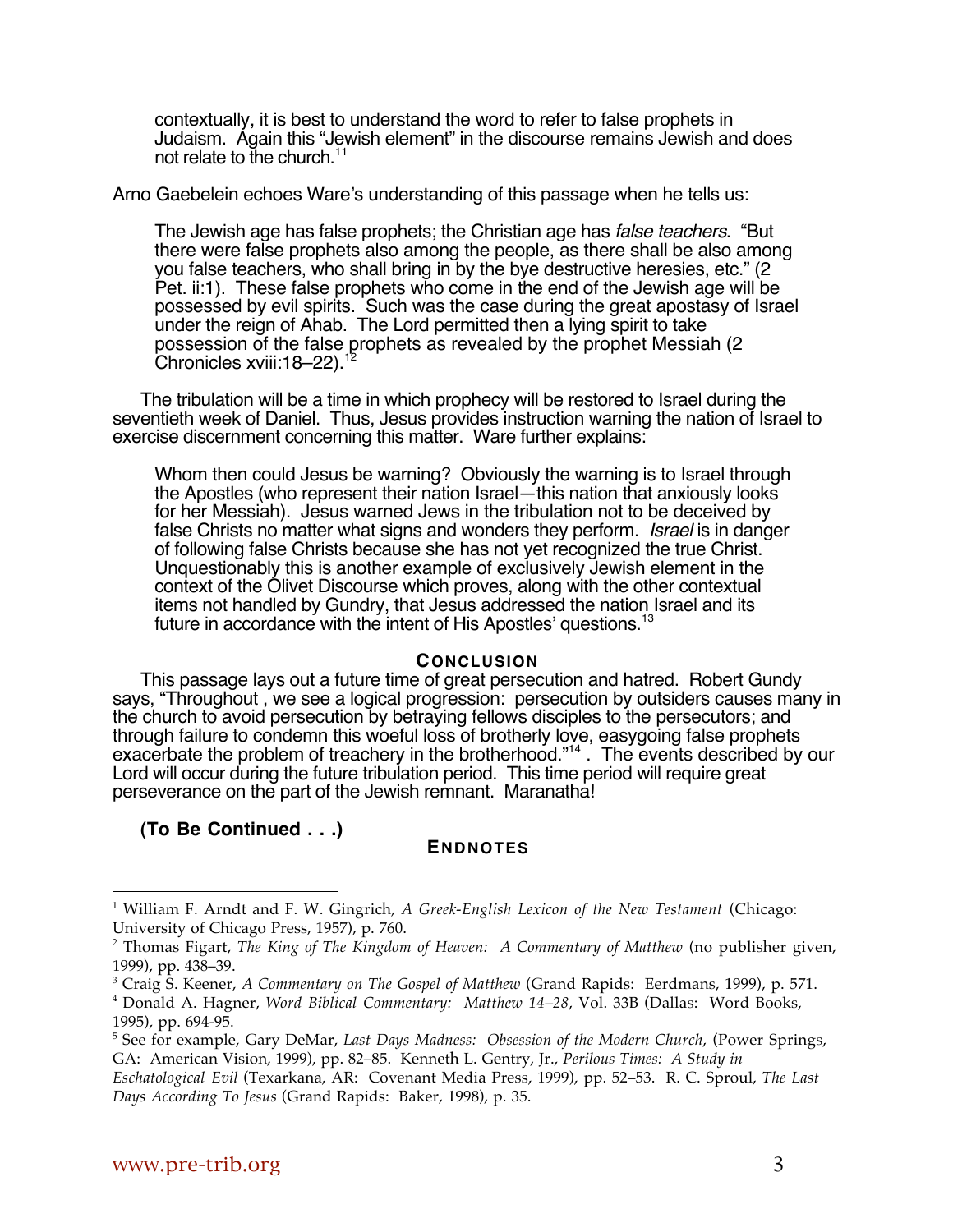> contextually, it is best to understand the word to refer to false prophets in Judaism. Again this "Jewish element" in the discourse remains Jewish and does not relate to the church.[11]

Arno Gaebelein echoes Ware's understanding of this passage when he tells us:

> The Jewish age has false prophets; the Christian age has *false teachers*. "But there were false prophets also among the people, as there shall be also among you false teachers, who shall bring in by the bye destructive heresies, etc." (2 Pet. ii:1). These false prophets who come in the end of the Jewish age will be possessed by evil spirits. Such was the case during the great apostasy of Israel under the reign of Ahab. The Lord permitted then a lying spirit to take possession of the false prophets as revealed by the prophet Messiah (2 Chronicles xviii:18–22).[12]

The tribulation will be a time in which prophecy will be restored to Israel during the seventieth week of Daniel. Thus, Jesus provides instruction warning the nation of Israel to exercise discernment concerning this matter. Ware further explains:

> Whom then could Jesus be warning? Obviously the warning is to Israel through the Apostles (who represent their nation Israel—this nation that anxiously looks for her Messiah). Jesus warned Jews in the tribulation not to be deceived by false Christs no matter what signs and wonders they perform. *Israel* is in danger of following false Christs because she has not yet recognized the true Christ. Unquestionably this is another example of exclusively Jewish element in the context of the Olivet Discourse which proves, along with the other contextual items not handled by Gundry, that Jesus addressed the nation Israel and its future in accordance with the intent of His Apostles' questions.[13]

## CONCLUSION

This passage lays out a future time of great persecution and hatred. Robert Gundy says, "Throughout , we see a logical progression: persecution by outsiders causes many in the church to avoid persecution by betraying fellows disciples to the persecutors; and through failure to condemn this woeful loss of brotherly love, easygoing false prophets exacerbate the problem of treachery in the brotherhood."[14] . The events described by our Lord will occur during the future tribulation period. This time period will require great perseverance on the part of the Jewish remnant. Maranatha!

**(To Be Continued . . .)**

## ENDNOTES

---

[1] William F. Arndt and F. W. Gingrich, *A Greek-English Lexicon of the New Testament* (Chicago: University of Chicago Press, 1957), p. 760.

[2] Thomas Figart, *The King of The Kingdom of Heaven: A Commentary of Matthew* (no publisher given, 1999), pp. 438–39.

[3] Craig S. Keener, *A Commentary on The Gospel of Matthew* (Grand Rapids: Eerdmans, 1999), p. 571.

[4] Donald A. Hagner, *Word Biblical Commentary: Matthew 14–28*, Vol. 33B (Dallas: Word Books, 1995), pp. 694-95.

[5] See for example, Gary DeMar, *Last Days Madness: Obsession of the Modern Church*, (Power Springs, GA: American Vision, 1999), pp. 82–85. Kenneth L. Gentry, Jr., *Perilous Times: A Study in Eschatological Evil* (Texarkana, AR: Covenant Media Press, 1999), pp. 52–53. R. C. Sproul, *The Last Days According To Jesus* (Grand Rapids: Baker, 1998), p. 35.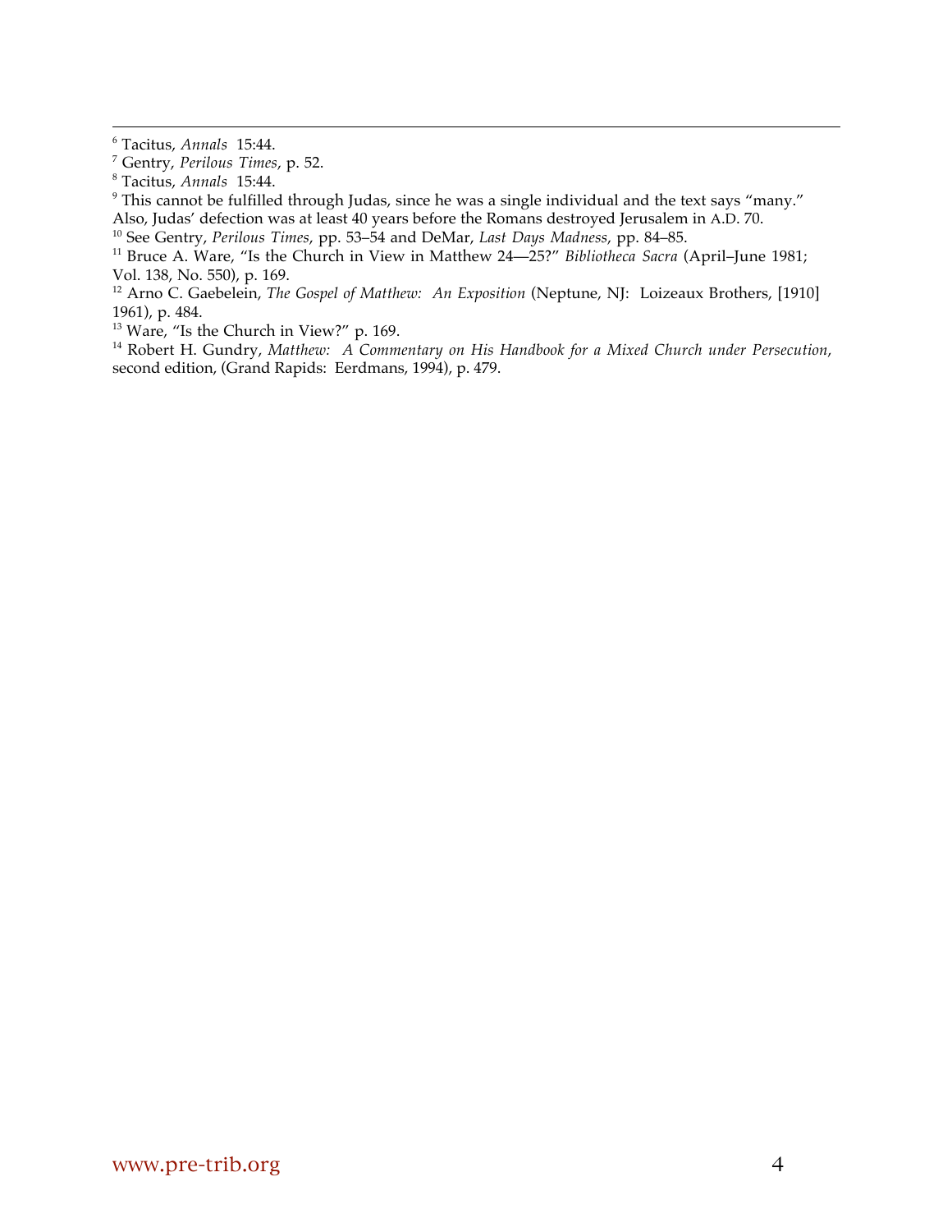[6] Tacitus, *Annals* 15:44.

[7] Gentry, *Perilous Times*, p. 52.

[8] Tacitus, *Annals* 15:44.

[9] This cannot be fulfilled through Judas, since he was a single individual and the text says "many." Also, Judas' defection was at least 40 years before the Romans destroyed Jerusalem in A.D. 70.

[10] See Gentry, *Perilous Times*, pp. 53–54 and DeMar, *Last Days Madness*, pp. 84–85.

[11] Bruce A. Ware, "Is the Church in View in Matthew 24—25?" *Bibliotheca Sacra* (April–June 1981; Vol. 138, No. 550), p. 169.

[12] Arno C. Gaebelein, *The Gospel of Matthew: An Exposition* (Neptune, NJ: Loizeaux Brothers, [1910] 1961), p. 484.

[13] Ware, "Is the Church in View?" p. 169.

[14] Robert H. Gundry, *Matthew: A Commentary on His Handbook for a Mixed Church under Persecution*, second edition, (Grand Rapids: Eerdmans, 1994), p. 479.